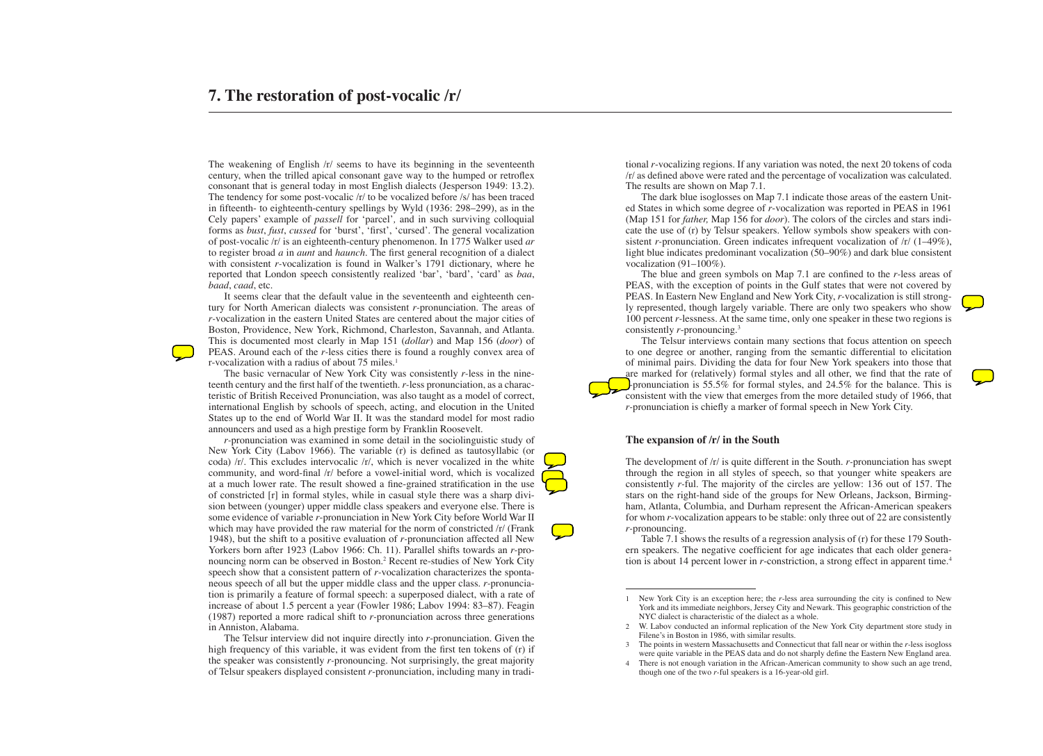# 7. The restoration of post-vocalic /r/

The weakening of English /r/ seems to have its beginning in the seventeenth century, when the trilled apical consonant gave way to the humped or retroflex consonant that is general today in most English dialects (Jesperson 1949: 13.2). The tendency for some post-vocalic /r/ to be vocalized before /s/ has been traced in fifteenth- to eighteenth-century spellings by Wyld (1936: 298–299), as in the Cely papers' example of *passell* for 'parcel', and in such surviving colloquial forms as *bust*, *fust*, *cussed* for 'burst', 'first', 'cursed'. The general vocalization of post-vocalic /r/ is an eighteenth-century phenomenon. In 1775 Walker used *ar* to register broad *a* in *aunt* and *haunch*. The first general recognition of a dialect with consistent *r*-vocalization is found in Walker's 1791 dictionary, where he reported that London speech consistently realized 'bar', 'bard', 'card' as *baa*, *baad*, *caad*, etc.

It seems clear that the default value in the seventeenth and eighteenth century for North American dialects was consistent *r*-pronunciation. The areas of *r*-vocalization in the eastern United States are centered about the major cities of Boston, Providence, New York, Richmond, Charleston, Savannah, and Atlanta. This is documented most clearly in Map 151 (*dollar*) and Map 156 (*door*) of PEAS. Around each of the *r*-less cities there is found a roughly convex area of r-vocalization with a radius of about 75 miles.[1]

The basic vernacular of New York City was consistently *r*-less in the nineteenth century and the first half of the twentieth. *r*-less pronunciation, as a characteristic of British Received Pronunciation, was also taught as a model of correct, international English by schools of speech, acting, and elocution in the United States up to the end of World War II. It was the standard model for most radio announcers and used as a high prestige form by Franklin Roosevelt.

*r*-pronunciation was examined in some detail in the sociolinguistic study of New York City (Labov 1966). The variable (r) is defined as tautosyllabic (or coda) /r/. This excludes intervocalic /r/, which is never vocalized in the white community, and word-final /r/ before a vowel-initial word, which is vocalized at a much lower rate. The result showed a fine-grained stratification in the use of constricted [r] in formal styles, while in casual style there was a sharp division between (younger) upper middle class speakers and everyone else. There is some evidence of variable *r*-pronunciation in New York City before World War II which may have provided the raw material for the norm of constricted /r/ (Frank 1948), but the shift to a positive evaluation of *r*-pronunciation affected all New Yorkers born after 1923 (Labov 1966: Ch. 11). Parallel shifts towards an *r*-pronouncing norm can be observed in Boston.[2] Recent re-studies of New York City speech show that a consistent pattern of *r*-vocalization characterizes the spontaneous speech of all but the upper middle class and the upper class. *r*-pronunciation is primarily a feature of formal speech: a superposed dialect, with a rate of increase of about 1.5 percent a year (Fowler 1986; Labov 1994: 83–87). Feagin (1987) reported a more radical shift to *r*-pronunciation across three generations in Anniston, Alabama.

The Telsur interview did not inquire directly into *r*-pronunciation. Given the high frequency of this variable, it was evident from the first ten tokens of (r) if the speaker was consistently *r*-pronouncing. Not surprisingly, the great majority of Telsur speakers displayed consistent *r*-pronunciation, including many in traditional *r*-vocalizing regions. If any variation was noted, the next 20 tokens of coda /r/ as defined above were rated and the percentage of vocalization was calculated. The results are shown on Map 7.1.

The dark blue isoglosses on Map 7.1 indicate those areas of the eastern United States in which some degree of *r*-vocalization was reported in PEAS in 1961 (Map 151 for *father,* Map 156 for *door*). The colors of the circles and stars indicate the use of (r) by Telsur speakers. Yellow symbols show speakers with consistent *r*-pronunciation. Green indicates infrequent vocalization of /r/ (1–49%), light blue indicates predominant vocalization (50–90%) and dark blue consistent vocalization (91–100%).

The blue and green symbols on Map 7.1 are confined to the *r*-less areas of PEAS, with the exception of points in the Gulf states that were not covered by PEAS. In Eastern New England and New York City, *r*-vocalization is still strongly represented, though largely variable. There are only two speakers who show 100 percent *r*-lessness. At the same time, only one speaker in these two regions is consistently *r*-pronouncing.[3]

The Telsur interviews contain many sections that focus attention on speech to one degree or another, ranging from the semantic differential to elicitation of minimal pairs. Dividing the data for four New York speakers into those that are marked for (relatively) formal styles and all other, we find that the rate of *r*-pronunciation is 55.5% for formal styles, and 24.5% for the balance. This is consistent with the view that emerges from the more detailed study of 1966, that *r*-pronunciation is chiefly a marker of formal speech in New York City.

## The expansion of /r/ in the South

The development of /r/ is quite different in the South. *r*-pronunciation has swept through the region in all styles of speech, so that younger white speakers are consistently *r*-ful. The majority of the circles are yellow: 136 out of 157. The stars on the right-hand side of the groups for New Orleans, Jackson, Birmingham, Atlanta, Columbia, and Durham represent the African-American speakers for whom *r*-vocalization appears to be stable: only three out of 22 are consistently *r*-pronouncing.

Table 7.1 shows the results of a regression analysis of (r) for these 179 Southern speakers. The negative coefficient for age indicates that each older generation is about 14 percent lower in *r*-constriction, a strong effect in apparent time.[4]

---

1 New York City is an exception here; the *r*-less area surrounding the city is confined to New York and its immediate neighbors, Jersey City and Newark. This geographic constriction of the NYC dialect is characteristic of the dialect as a whole.

2 W. Labov conducted an informal replication of the New York City department store study in Filene's in Boston in 1986, with similar results.

3 The points in western Massachusetts and Connecticut that fall near or within the *r*-less isogloss were quite variable in the PEAS data and do not sharply define the Eastern New England area.

4 There is not enough variation in the African-American community to show such an age trend, though one of the two *r*-ful speakers is a 16-year-old girl.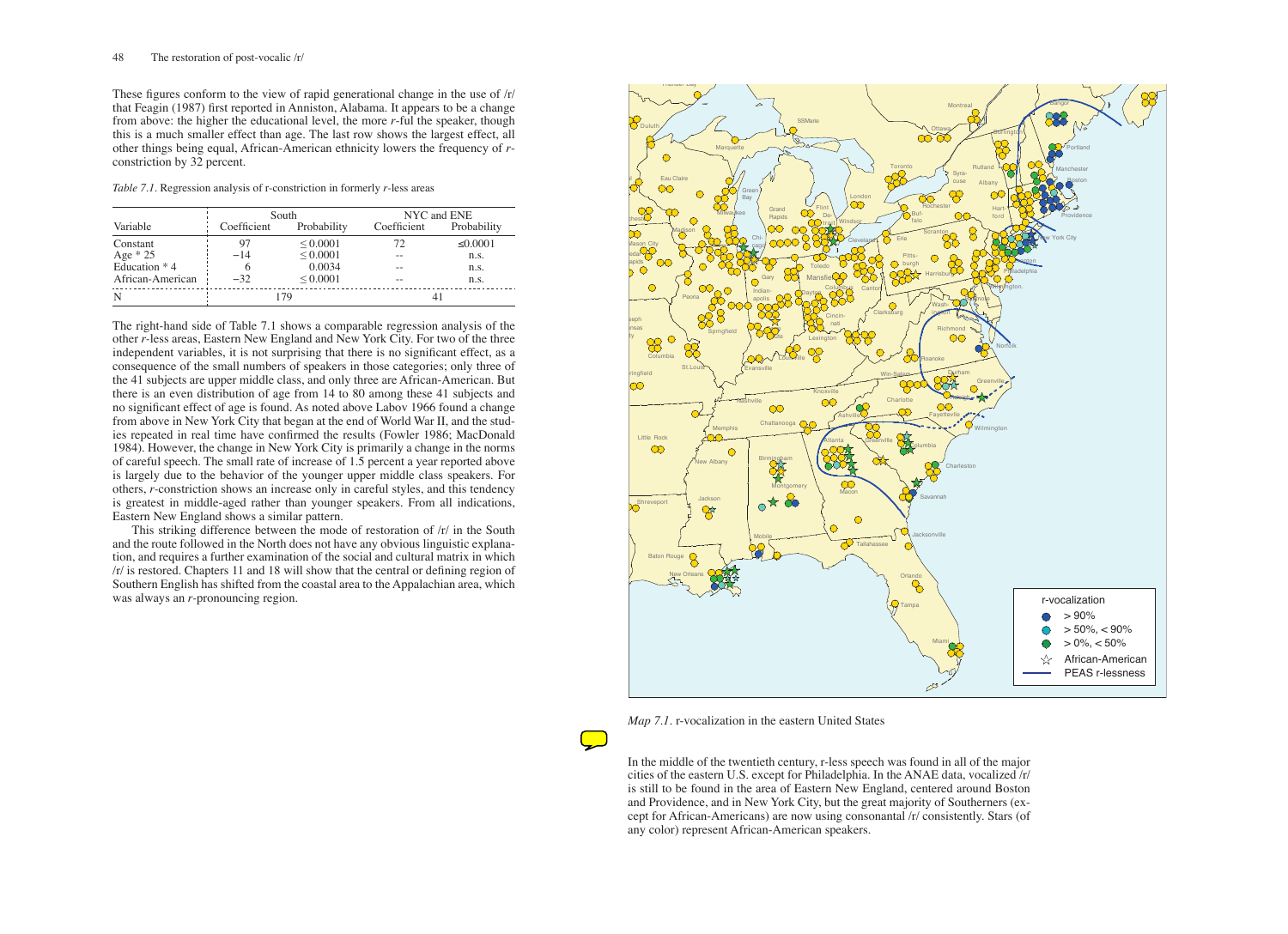These figures conform to the view of rapid generational change in the use of /r/ that Feagin (1987) first reported in Anniston, Alabama. It appears to be a change from above: the higher the educational level, the more *r*-ful the speaker, though this is a much smaller effect than age. The last row shows the largest effect, all other things being equal, African-American ethnicity lowers the frequency of *r*-constriction by 32 percent.

*Table 7.1*. Regression analysis of r-constriction in formerly *r*-less areas

| | South | | NYC and ENE | |
|---|---|---|---|---|
| Variable | Coefficient | Probability | Coefficient | Probability |
| Constant | 97 | ≤ 0.0001 | 72 | ≤0.0001 |
| Age * 25 | −14 | ≤ 0.0001 | -- | n.s. |
| Education * 4 | 6 | 0.0034 | -- | n.s. |
| African-American | −32 | ≤ 0.0001 | -- | n.s. |
| N | 179 | | 41 | |

The right-hand side of Table 7.1 shows a comparable regression analysis of the other *r*-less areas, Eastern New England and New York City. For two of the three independent variables, it is not surprising that there is no significant effect, as a consequence of the small numbers of speakers in those categories; only three of the 41 subjects are upper middle class, and only three are African-American. But there is an even distribution of age from 14 to 80 among these 41 subjects and no significant effect of age is found. As noted above Labov 1966 found a change from above in New York City that began at the end of World War II, and the studies repeated in real time have confirmed the results (Fowler 1986; MacDonald 1984). However, the change in New York City is primarily a change in the norms of careful speech. The small rate of increase of 1.5 percent a year reported above is largely due to the behavior of the younger upper middle class speakers. For others, *r*-constriction shows an increase only in careful styles, and this tendency is greatest in middle-aged rather than younger speakers. From all indications, Eastern New England shows a similar pattern.

This striking difference between the mode of restoration of /r/ in the South and the route followed in the North does not have any obvious linguistic explanation, and requires a further examination of the social and cultural matrix in which /r/ is restored. Chapters 11 and 18 will show that the central or defining region of Southern English has shifted from the coastal area to the Appalachian area, which was always an *r*-pronouncing region.

r-vocalization
> 90%
> 50%, < 90%
> 0%, < 50%
African-American
PEAS r-lessness

*Map 7.1*. r-vocalization in the eastern United States

In the middle of the twentieth century, r-less speech was found in all of the major cities of the eastern U.S. except for Philadelphia. In the ANAE data, vocalized /r/ is still to be found in the area of Eastern New England, centered around Boston and Providence, and in New York City, but the great majority of Southerners (except for African-Americans) are now using consonantal /r/ consistently. Stars (of any color) represent African-American speakers.